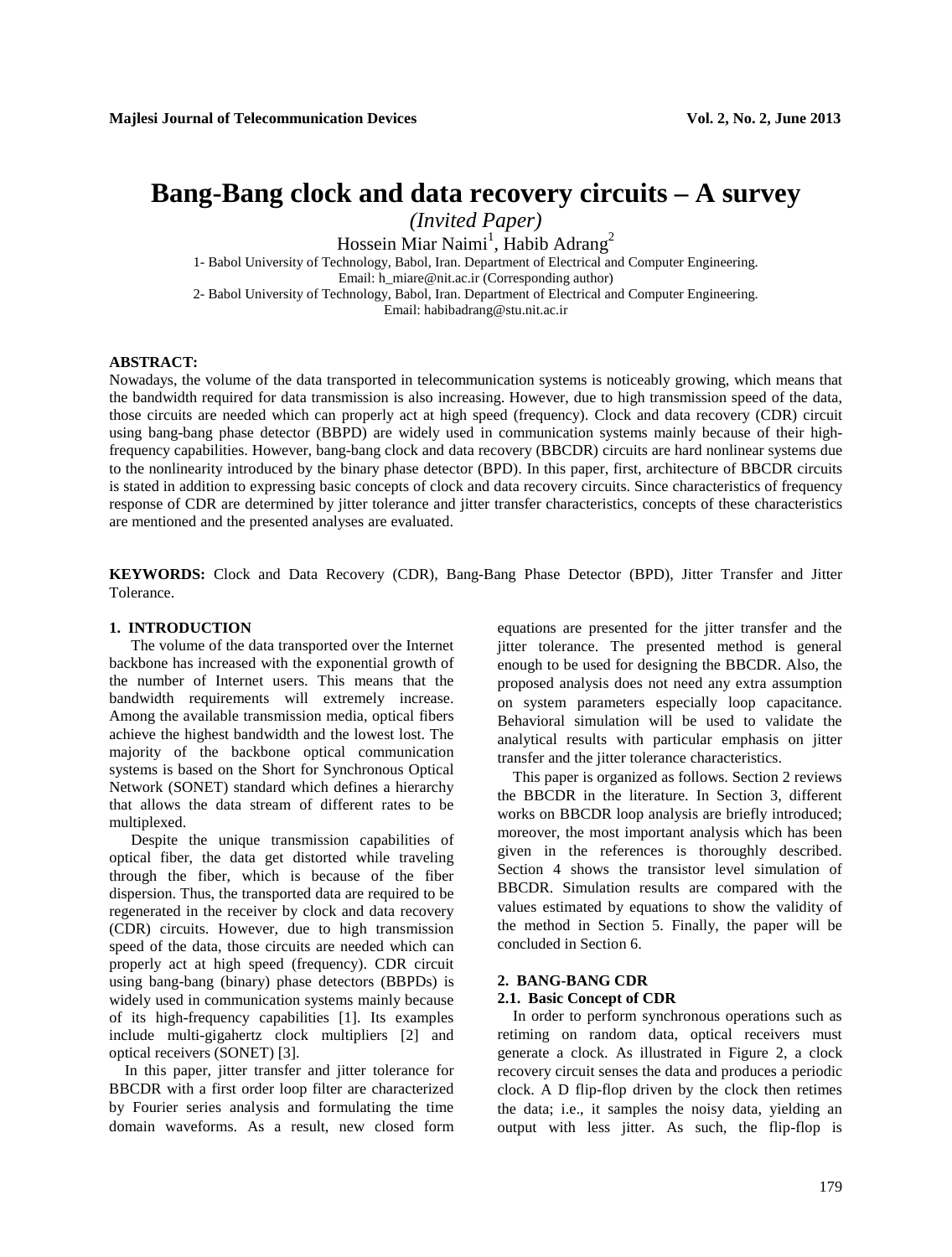# Bang-Bang clock and data recovery circuits – A survey

*(Invited Paper)*

Hossein Miar Naimi[1], Habib Adrang[2]

1- Babol University of Technology, Babol, Iran. Department of Electrical and Computer Engineering.
Email: h_miare@nit.ac.ir (Corresponding author)

2- Babol University of Technology, Babol, Iran. Department of Electrical and Computer Engineering.
Email: habibadrang@stu.nit.ac.ir

**ABSTRACT:**

Nowadays, the volume of the data transported in telecommunication systems is noticeably growing, which means that the bandwidth required for data transmission is also increasing. However, due to high transmission speed of the data, those circuits are needed which can properly act at high speed (frequency). Clock and data recovery (CDR) circuit using bang-bang phase detector (BBPD) are widely used in communication systems mainly because of their high-frequency capabilities. However, bang-bang clock and data recovery (BBCDR) circuits are hard nonlinear systems due to the nonlinearity introduced by the binary phase detector (BPD). In this paper, first, architecture of BBCDR circuits is stated in addition to expressing basic concepts of clock and data recovery circuits. Since characteristics of frequency response of CDR are determined by jitter tolerance and jitter transfer characteristics, concepts of these characteristics are mentioned and the presented analyses are evaluated.

**KEYWORDS:** Clock and Data Recovery (CDR), Bang-Bang Phase Detector (BPD), Jitter Transfer and Jitter Tolerance.

## 1. INTRODUCTION

The volume of the data transported over the Internet backbone has increased with the exponential growth of the number of Internet users. This means that the bandwidth requirements will extremely increase. Among the available transmission media, optical fibers achieve the highest bandwidth and the lowest lost. The majority of the backbone optical communication systems is based on the Short for Synchronous Optical Network (SONET) standard which defines a hierarchy that allows the data stream of different rates to be multiplexed.

Despite the unique transmission capabilities of optical fiber, the data get distorted while traveling through the fiber, which is because of the fiber dispersion. Thus, the transported data are required to be regenerated in the receiver by clock and data recovery (CDR) circuits. However, due to high transmission speed of the data, those circuits are needed which can properly act at high speed (frequency). CDR circuit using bang-bang (binary) phase detectors (BBPDs) is widely used in communication systems mainly because of its high-frequency capabilities [1]. Its examples include multi-gigahertz clock multipliers [2] and optical receivers (SONET) [3].

In this paper, jitter transfer and jitter tolerance for BBCDR with a first order loop filter are characterized by Fourier series analysis and formulating the time domain waveforms. As a result, new closed form equations are presented for the jitter transfer and the jitter tolerance. The presented method is general enough to be used for designing the BBCDR. Also, the proposed analysis does not need any extra assumption on system parameters especially loop capacitance. Behavioral simulation will be used to validate the analytical results with particular emphasis on jitter transfer and the jitter tolerance characteristics.

This paper is organized as follows. Section 2 reviews the BBCDR in the literature. In Section 3, different works on BBCDR loop analysis are briefly introduced; moreover, the most important analysis which has been given in the references is thoroughly described. Section 4 shows the transistor level simulation of BBCDR. Simulation results are compared with the values estimated by equations to show the validity of the method in Section 5. Finally, the paper will be concluded in Section 6.

## 2. BANG-BANG CDR

### 2.1. Basic Concept of CDR

In order to perform synchronous operations such as retiming on random data, optical receivers must generate a clock. As illustrated in Figure 2, a clock recovery circuit senses the data and produces a periodic clock. A D flip-flop driven by the clock then retimes the data; i.e., it samples the noisy data, yielding an output with less jitter. As such, the flip-flop is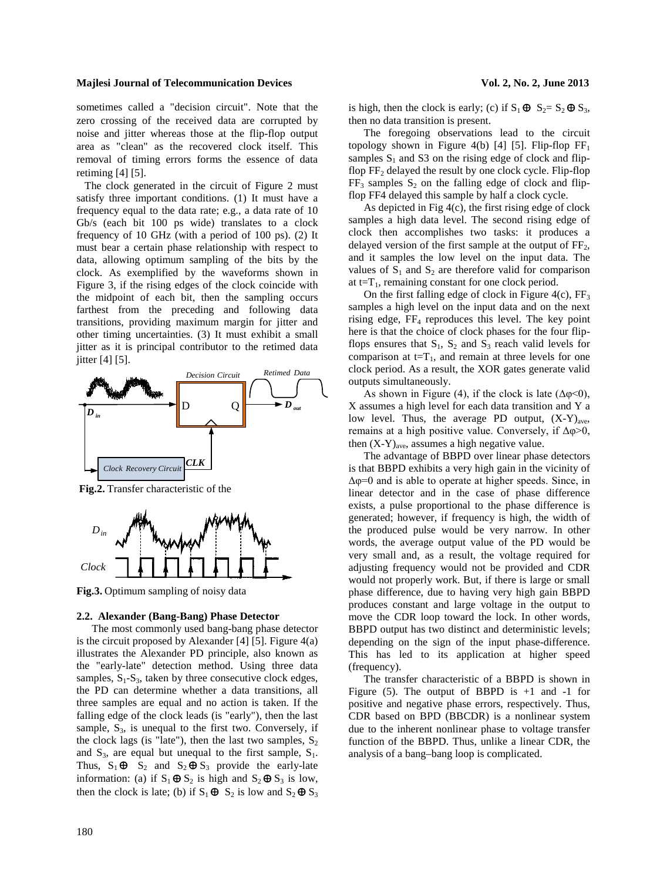sometimes called a "decision circuit". Note that the zero crossing of the received data are corrupted by noise and jitter whereas those at the flip-flop output area as "clean" as the recovered clock itself. This removal of timing errors forms the essence of data retiming [4] [5].

The clock generated in the circuit of Figure 2 must satisfy three important conditions. (1) It must have a frequency equal to the data rate; e.g., a data rate of 10 Gb/s (each bit 100 ps wide) translates to a clock frequency of 10 GHz (with a period of 100 ps). (2) It must bear a certain phase relationship with respect to data, allowing optimum sampling of the bits by the clock. As exemplified by the waveforms shown in Figure 3, if the rising edges of the clock coincide with the midpoint of each bit, then the sampling occurs farthest from the preceding and following data transitions, providing maximum margin for jitter and other timing uncertainties. (3) It must exhibit a small jitter as it is principal contributor to the retimed data jitter [4] [5].

**Fig.2.** Transfer characteristic of the

**Fig.3.** Optimum sampling of noisy data

### 2.2. Alexander (Bang-Bang) Phase Detector

The most commonly used bang-bang phase detector is the circuit proposed by Alexander [4] [5]. Figure 4(a) illustrates the Alexander PD principle, also known as the "early-late" detection method. Using three data samples, $S_1$-$S_3$, taken by three consecutive clock edges, the PD can determine whether a data transitions, all three samples are equal and no action is taken. If the falling edge of the clock leads (is "early"), then the last sample, $S_3$, is unequal to the first two. Conversely, if the clock lags (is "late"), then the last two samples, $S_2$ and $S_3$, are equal but unequal to the first sample, $S_1$. Thus, $S_1 \oplus S_2$ and $S_2 \oplus S_3$ provide the early-late information: (a) if $S_1 \oplus S_2$ is high and $S_2 \oplus S_3$ is low, then the clock is late; (b) if $S_1 \oplus S_2$ is low and $S_2 \oplus S_3$ is high, then the clock is early; (c) if $S_1 \oplus S_2 = S_2 \oplus S_3$, then no data transition is present.

The foregoing observations lead to the circuit topology shown in Figure 4(b) [4] [5]. Flip-flop $FF_1$ samples $S_1$ and S3 on the rising edge of clock and flip-flop $FF_2$ delayed the result by one clock cycle. Flip-flop $FF_3$ samples $S_2$ on the falling edge of clock and flip-flop FF4 delayed this sample by half a clock cycle.

As depicted in Fig 4(c), the first rising edge of clock samples a high data level. The second rising edge of clock then accomplishes two tasks: it produces a delayed version of the first sample at the output of $FF_2$, and it samples the low level on the input data. The values of $S_1$ and $S_2$ are therefore valid for comparison at $t=T_1$, remaining constant for one clock period.

On the first falling edge of clock in Figure 4(c), $FF_3$ samples a high level on the input data and on the next rising edge, $FF_4$ reproduces this level. The key point here is that the choice of clock phases for the four flip-flops ensures that $S_1$, $S_2$ and $S_3$ reach valid levels for comparison at $t=T_1$, and remain at three levels for one clock period. As a result, the XOR gates generate valid outputs simultaneously.

As shown in Figure (4), if the clock is late ($\Delta\varphi<0$), X assumes a high level for each data transition and Y a low level. Thus, the average PD output, $(X\text{-}Y)_{ave}$, remains at a high positive value. Conversely, if $\Delta\varphi>0$, then $(X\text{-}Y)_{ave}$, assumes a high negative value.

The advantage of BBPD over linear phase detectors is that BBPD exhibits a very high gain in the vicinity of $\Delta\varphi=0$ and is able to operate at higher speeds. Since, in linear detector and in the case of phase difference exists, a pulse proportional to the phase difference is generated; however, if frequency is high, the width of the produced pulse would be very narrow. In other words, the average output value of the PD would be very small and, as a result, the voltage required for adjusting frequency would not be provided and CDR would not properly work. But, if there is large or small phase difference, due to having very high gain BBPD produces constant and large voltage in the output to move the CDR loop toward the lock. In other words, BBPD output has two distinct and deterministic levels; depending on the sign of the input phase-difference. This has led to its application at higher speed (frequency).

The transfer characteristic of a BBPD is shown in Figure (5). The output of BBPD is +1 and -1 for positive and negative phase errors, respectively. Thus, CDR based on BPD (BBCDR) is a nonlinear system due to the inherent nonlinear phase to voltage transfer function of the BBPD. Thus, unlike a linear CDR, the analysis of a bang–bang loop is complicated.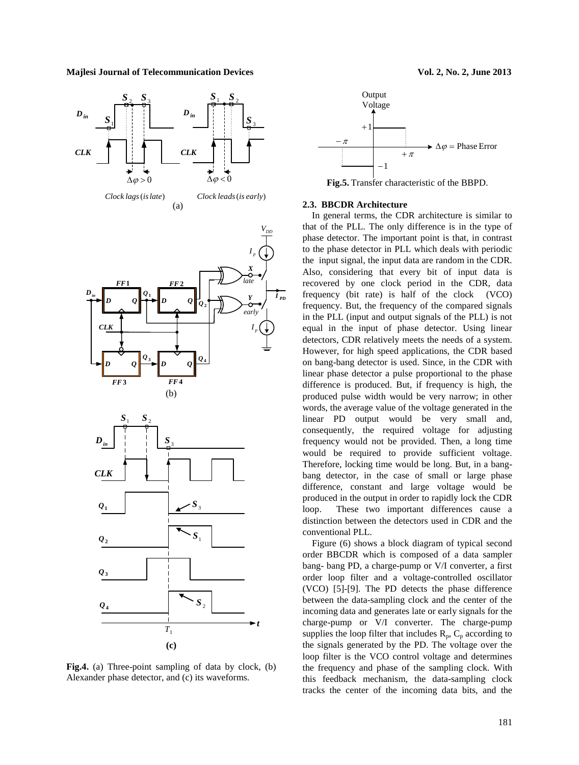**Fig.4.** (a) Three-point sampling of data by clock, (b) Alexander phase detector, and (c) its waveforms.

**Fig.5.** Transfer characteristic of the BBPD.

### 2.3. BBCDR Architecture

In general terms, the CDR architecture is similar to that of the PLL. The only difference is in the type of phase detector. The important point is that, in contrast to the phase detector in PLL which deals with periodic the input signal, the input data are random in the CDR. Also, considering that every bit of input data is recovered by one clock period in the CDR, data frequency (bit rate) is half of the clock (VCO) frequency. But, the frequency of the compared signals in the PLL (input and output signals of the PLL) is not equal in the input of phase detector. Using linear detectors, CDR relatively meets the needs of a system. However, for high speed applications, the CDR based on bang-bang detector is used. Since, in the CDR with linear phase detector a pulse proportional to the phase difference is produced. But, if frequency is high, the produced pulse width would be very narrow; in other words, the average value of the voltage generated in the linear PD output would be very small and, consequently, the required voltage for adjusting frequency would not be provided. Then, a long time would be required to provide sufficient voltage. Therefore, locking time would be long. But, in a bang-bang detector, in the case of small or large phase difference, constant and large voltage would be produced in the output in order to rapidly lock the CDR loop. These two important differences cause a distinction between the detectors used in CDR and the conventional PLL.

Figure (6) shows a block diagram of typical second order BBCDR which is composed of a data sampler bang- bang PD, a charge-pump or V/I converter, a first order loop filter and a voltage-controlled oscillator (VCO) [5]-[9]. The PD detects the phase difference between the data-sampling clock and the center of the incoming data and generates late or early signals for the charge-pump or V/I converter. The charge-pump supplies the loop filter that includes $R_p$, $C_p$ according to the signals generated by the PD. The voltage over the loop filter is the VCO control voltage and determines the frequency and phase of the sampling clock. With this feedback mechanism, the data-sampling clock tracks the center of the incoming data bits, and the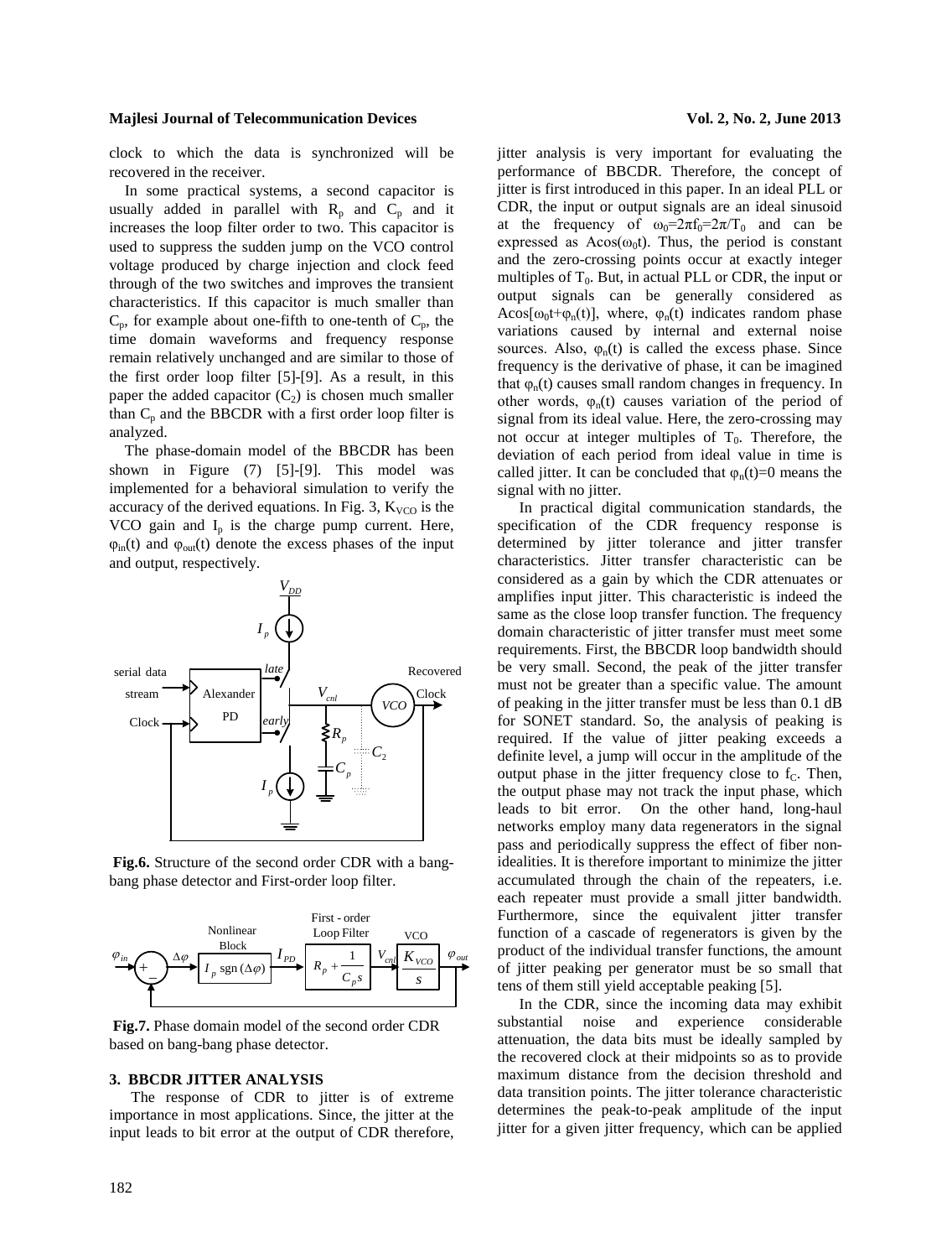clock to which the data is synchronized will be recovered in the receiver.

In some practical systems, a second capacitor is usually added in parallel with $R_p$ and $C_p$ and it increases the loop filter order to two. This capacitor is used to suppress the sudden jump on the VCO control voltage produced by charge injection and clock feed through of the two switches and improves the transient characteristics. If this capacitor is much smaller than $C_p$, for example about one-fifth to one-tenth of $C_p$, the time domain waveforms and frequency response remain relatively unchanged and are similar to those of the first order loop filter [5]-[9]. As a result, in this paper the added capacitor ($C_2$) is chosen much smaller than $C_p$ and the BBCDR with a first order loop filter is analyzed.

The phase-domain model of the BBCDR has been shown in Figure (7) [5]-[9]. This model was implemented for a behavioral simulation to verify the accuracy of the derived equations. In Fig. 3, $K_{VCO}$ is the VCO gain and $I_p$ is the charge pump current. Here, $\varphi_{in}(t)$ and $\varphi_{out}(t)$ denote the excess phases of the input and output, respectively.

$V_{DD}$
$I_p$
late
serial data stream
Recovered Clock
Alexander PD
$V_{cnl}$
VCO
Clock
early
$R_p$
$C_2$
$C_p$
$I_p$

**Fig.6.** Structure of the second order CDR with a bang-bang phase detector and First-order loop filter.

$\varphi_{in}$
$\Delta\varphi$
Nonlinear Block
$I_p \operatorname{sgn}(\Delta\varphi)$
$I_{PD}$
First - order Loop Filter
$R_p + \frac{1}{C_p s}$
$V_{cnl}$
VCO
$\frac{K_{VCO}}{s}$
$\varphi_{out}$

**Fig.7.** Phase domain model of the second order CDR based on bang-bang phase detector.

## 3. BBCDR JITTER ANALYSIS

The response of CDR to jitter is of extreme importance in most applications. Since, the jitter at the input leads to bit error at the output of CDR therefore, jitter analysis is very important for evaluating the performance of BBCDR. Therefore, the concept of jitter is first introduced in this paper. In an ideal PLL or CDR, the input or output signals are an ideal sinusoid at the frequency of $\omega_0=2\pi f_0=2\pi/T_0$ and can be expressed as $A\cos(\omega_0 t)$. Thus, the period is constant and the zero-crossing points occur at exactly integer multiples of $T_0$. But, in actual PLL or CDR, the input or output signals can be generally considered as $A\cos[\omega_0 t+\varphi_n(t)]$, where, $\varphi_n(t)$ indicates random phase variations caused by internal and external noise sources. Also, $\varphi_n(t)$ is called the excess phase. Since frequency is the derivative of phase, it can be imagined that $\varphi_n(t)$ causes small random changes in frequency. In other words, $\varphi_n(t)$ causes variation of the period of signal from its ideal value. Here, the zero-crossing may not occur at integer multiples of $T_0$. Therefore, the deviation of each period from ideal value in time is called jitter. It can be concluded that $\varphi_n(t)=0$ means the signal with no jitter.

In practical digital communication standards, the specification of the CDR frequency response is determined by jitter tolerance and jitter transfer characteristics. Jitter transfer characteristic can be considered as a gain by which the CDR attenuates or amplifies input jitter. This characteristic is indeed the same as the close loop transfer function. The frequency domain characteristic of jitter transfer must meet some requirements. First, the BBCDR loop bandwidth should be very small. Second, the peak of the jitter transfer must not be greater than a specific value. The amount of peaking in the jitter transfer must be less than 0.1 dB for SONET standard. So, the analysis of peaking is required. If the value of jitter peaking exceeds a definite level, a jump will occur in the amplitude of the output phase in the jitter frequency close to $f_C$. Then, the output phase may not track the input phase, which leads to bit error. On the other hand, long-haul networks employ many data regenerators in the signal pass and periodically suppress the effect of fiber non-idealities. It is therefore important to minimize the jitter accumulated through the chain of the repeaters, i.e. each repeater must provide a small jitter bandwidth. Furthermore, since the equivalent jitter transfer function of a cascade of regenerators is given by the product of the individual transfer functions, the amount of jitter peaking per generator must be so small that tens of them still yield acceptable peaking [5].

In the CDR, since the incoming data may exhibit substantial noise and experience considerable attenuation, the data bits must be ideally sampled by the recovered clock at their midpoints so as to provide maximum distance from the decision threshold and data transition points. The jitter tolerance characteristic determines the peak-to-peak amplitude of the input jitter for a given jitter frequency, which can be applied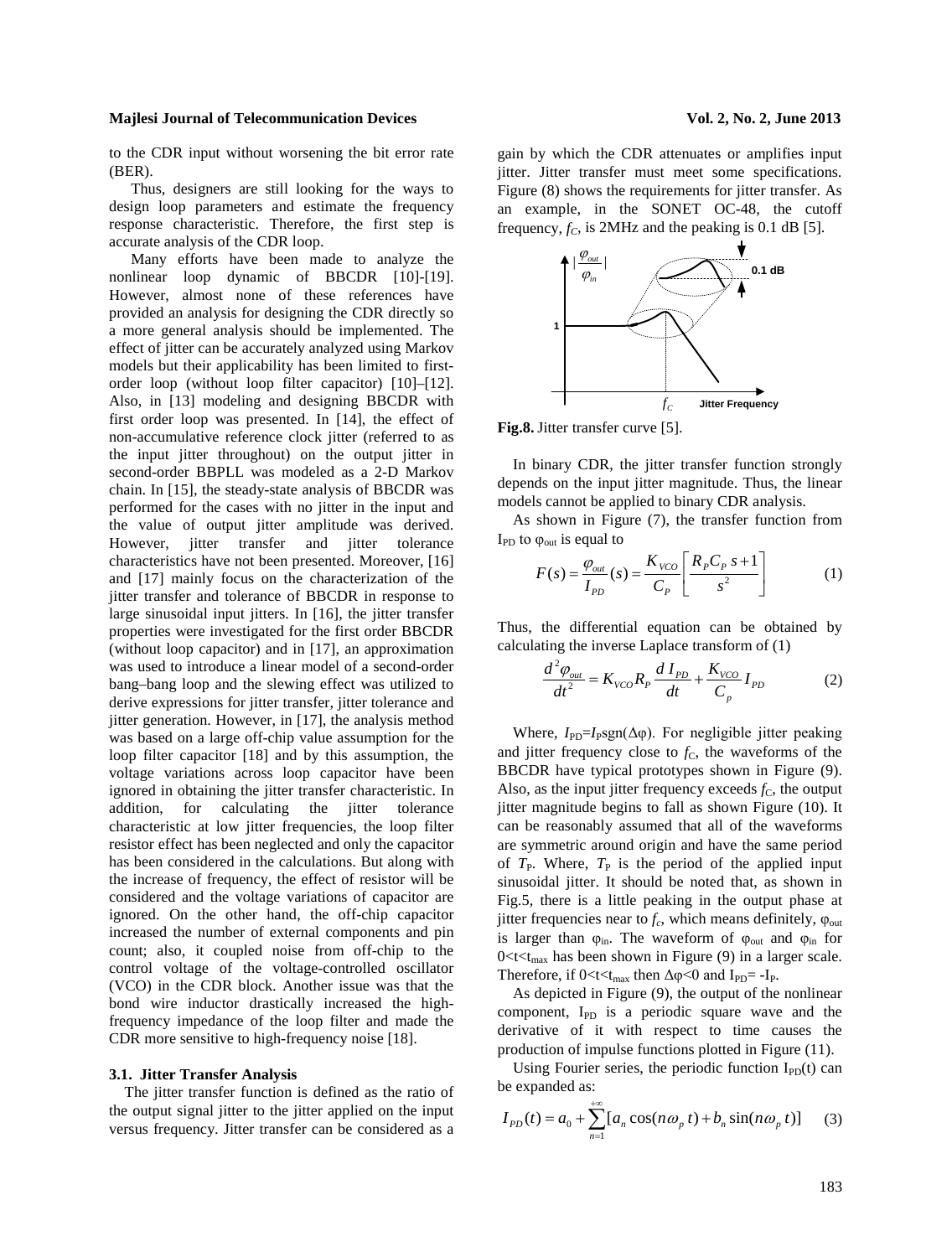to the CDR input without worsening the bit error rate (BER).

Thus, designers are still looking for the ways to design loop parameters and estimate the frequency response characteristic. Therefore, the first step is accurate analysis of the CDR loop.

Many efforts have been made to analyze the nonlinear loop dynamic of BBCDR [10]-[19]. However, almost none of these references have provided an analysis for designing the CDR directly so a more general analysis should be implemented. The effect of jitter can be accurately analyzed using Markov models but their applicability has been limited to first-order loop (without loop filter capacitor) [10]–[12]. Also, in [13] modeling and designing BBCDR with first order loop was presented. In [14], the effect of non-accumulative reference clock jitter (referred to as the input jitter throughout) on the output jitter in second-order BBPLL was modeled as a 2-D Markov chain. In [15], the steady-state analysis of BBCDR was performed for the cases with no jitter in the input and the value of output jitter amplitude was derived. However, jitter transfer and jitter tolerance characteristics have not been presented. Moreover, [16] and [17] mainly focus on the characterization of the jitter transfer and tolerance of BBCDR in response to large sinusoidal input jitters. In [16], the jitter transfer properties were investigated for the first order BBCDR (without loop capacitor) and in [17], an approximation was used to introduce a linear model of a second-order bang–bang loop and the slewing effect was utilized to derive expressions for jitter transfer, jitter tolerance and jitter generation. However, in [17], the analysis method was based on a large off-chip value assumption for the loop filter capacitor [18] and by this assumption, the voltage variations across loop capacitor have been ignored in obtaining the jitter transfer characteristic. In addition, for calculating the jitter tolerance characteristic at low jitter frequencies, the loop filter resistor effect has been neglected and only the capacitor has been considered in the calculations. But along with the increase of frequency, the effect of resistor will be considered and the voltage variations of capacitor are ignored. On the other hand, the off-chip capacitor increased the number of external components and pin count; also, it coupled noise from off-chip to the control voltage of the voltage-controlled oscillator (VCO) in the CDR block. Another issue was that the bond wire inductor drastically increased the high-frequency impedance of the loop filter and made the CDR more sensitive to high-frequency noise [18].

### 3.1. Jitter Transfer Analysis

The jitter transfer function is defined as the ratio of the output signal jitter to the jitter applied on the input versus frequency. Jitter transfer can be considered as a gain by which the CDR attenuates or amplifies input jitter. Jitter transfer must meet some specifications. Figure (8) shows the requirements for jitter transfer. As an example, in the SONET OC-48, the cutoff frequency, $f_C$, is 2MHz and the peaking is 0.1 dB [5].

**Fig.8.** Jitter transfer curve [5].

In binary CDR, the jitter transfer function strongly depends on the input jitter magnitude. Thus, the linear models cannot be applied to binary CDR analysis.

As shown in Figure (7), the transfer function from $I_{PD}$ to $\varphi_{out}$ is equal to

$$F(s) = \frac{\varphi_{out}}{I_{PD}}(s) = \frac{K_{VCO}}{C_P}\left[\frac{R_P C_P\, s + 1}{s^2}\right] \qquad (1)$$

Thus, the differential equation can be obtained by calculating the inverse Laplace transform of (1)

$$\frac{d^2\varphi_{out}}{dt^2} = K_{VCO} R_P \frac{d\, I_{PD}}{dt} + \frac{K_{VCO}}{C_p} I_{PD} \qquad (2)$$

Where, $I_{PD}=I_P \mathrm{sgn}(\Delta\varphi)$. For negligible jitter peaking and jitter frequency close to $f_C$, the waveforms of the BBCDR have typical prototypes shown in Figure (9). Also, as the input jitter frequency exceeds $f_C$, the output jitter magnitude begins to fall as shown Figure (10). It can be reasonably assumed that all of the waveforms are symmetric around origin and have the same period of $T_P$. Where, $T_P$ is the period of the applied input sinusoidal jitter. It should be noted that, as shown in Fig.5, there is a little peaking in the output phase at jitter frequencies near to $f_c$, which means definitely, $\varphi_{out}$ is larger than $\varphi_{in}$. The waveform of $\varphi_{out}$ and $\varphi_{in}$ for $0<t<t_{max}$ has been shown in Figure (9) in a larger scale. Therefore, if $0<t<t_{max}$ then $\Delta\varphi<0$ and $I_{PD}= -I_P$.

As depicted in Figure (9), the output of the nonlinear component, $I_{PD}$ is a periodic square wave and the derivative of it with respect to time causes the production of impulse functions plotted in Figure (11).

Using Fourier series, the periodic function $I_{PD}(t)$ can be expanded as:

$$I_{PD}(t) = a_0 + \sum_{n=1}^{+\infty}[a_n \cos(n\omega_p\, t) + b_n \sin(n\omega_p\, t)] \qquad (3)$$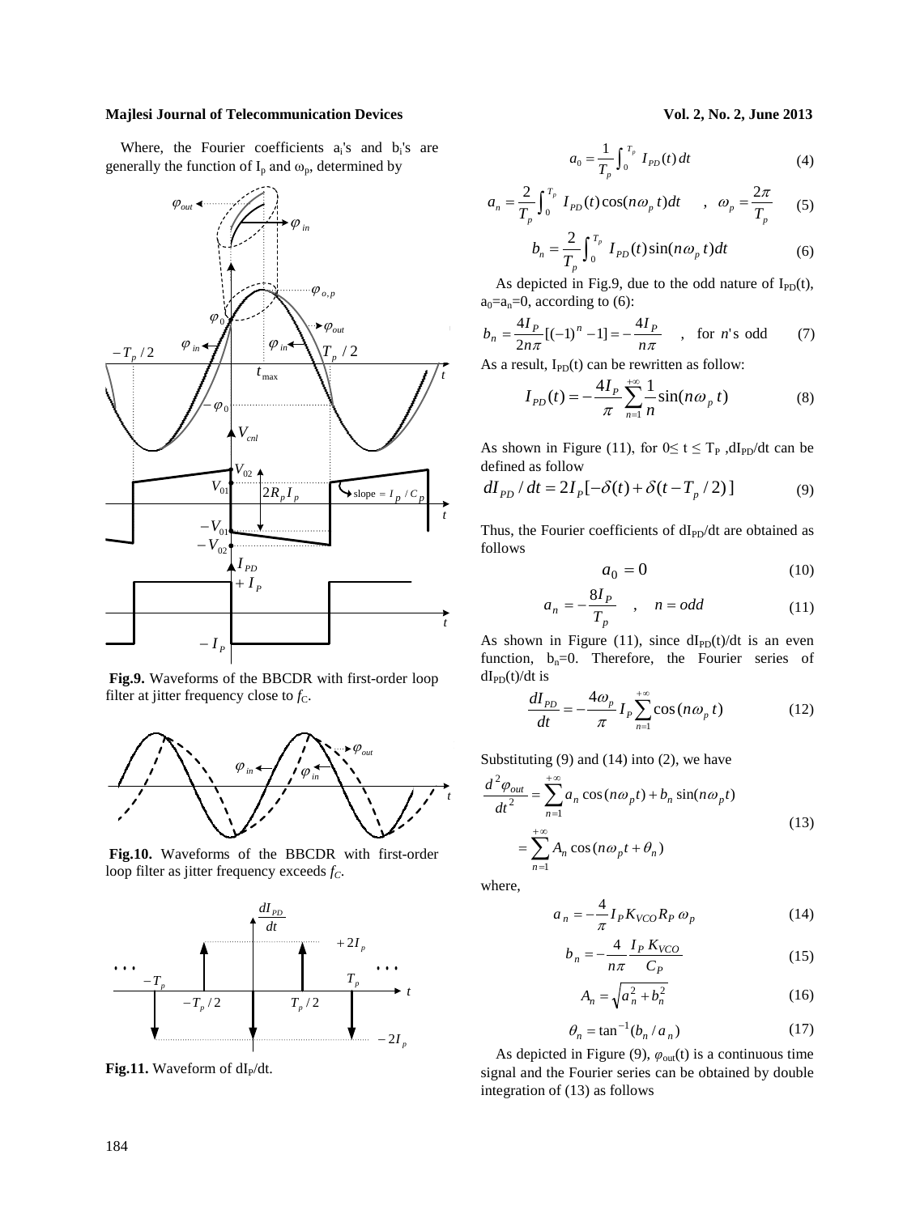Where, the Fourier coefficients $a_i$'s and $b_i$'s are generally the function of $I_p$ and $\omega_p$, determined by

**Fig.9.** Waveforms of the BBCDR with first-order loop filter at jitter frequency close to $f_C$.

**Fig.10.** Waveforms of the BBCDR with first-order loop filter as jitter frequency exceeds $f_C$.

**Fig.11.** Waveform of $dI_P/dt$.

$$a_0 = \frac{1}{T_p}\int_0^{T_p} I_{PD}(t)\,dt \tag{4}$$

$$a_n = \frac{2}{T_p}\int_0^{T_p} I_{PD}(t)\cos(n\omega_p t)dt \quad , \quad \omega_p = \frac{2\pi}{T_p} \tag{5}$$

$$b_n = \frac{2}{T_p}\int_0^{T_p} I_{PD}(t)\sin(n\omega_p t)dt \tag{6}$$

As depicted in Fig.9, due to the odd nature of $I_{PD}(t)$, $a_0$=$a_n$=0, according to (6):

$$b_n = \frac{4I_P}{2n\pi}[(-1)^n - 1] = -\frac{4I_P}{n\pi} \quad , \quad \text{for } n\text{'s odd} \tag{7}$$

As a result, $I_{PD}(t)$ can be rewritten as follow:

$$I_{PD}(t) = -\frac{4I_P}{\pi}\sum_{n=1}^{+\infty}\frac{1}{n}\sin(n\omega_p t) \tag{8}$$

As shown in Figure (11), for $0 \le t \le T_P$, $dI_{PD}/dt$ can be defined as follow

$$dI_{PD}/dt = 2I_P[-\delta(t) + \delta(t - T_p/2)] \tag{9}$$

Thus, the Fourier coefficients of $dI_{PD}/dt$ are obtained as follows

$$a_0 = 0 \tag{10}$$

$$a_n = -\frac{8I_P}{T_p} \quad , \quad n = odd \tag{11}$$

As shown in Figure (11), since $dI_{PD}(t)/dt$ is an even function, $b_n$=0. Therefore, the Fourier series of $dI_{PD}(t)/dt$ is

$$\frac{dI_{PD}}{dt} = -\frac{4\omega_p}{\pi}I_P\sum_{n=1}^{+\infty}\cos(n\omega_p t) \tag{12}$$

Substituting (9) and (14) into (2), we have

$$\begin{aligned}\frac{d^2\varphi_{out}}{dt^2} &= \sum_{n=1}^{+\infty} a_n\cos(n\omega_p t) + b_n\sin(n\omega_p t) \\ &= \sum_{n=1}^{+\infty} A_n\cos(n\omega_p t + \theta_n)\end{aligned} \tag{13}$$

where,

$$a_n = -\frac{4}{\pi}I_P K_{VCO} R_P\,\omega_p \tag{14}$$

$$b_n = -\frac{4}{n\pi}\frac{I_P\,K_{VCO}}{C_P} \tag{15}$$

$$A_n = \sqrt{a_n^2 + b_n^2} \tag{16}$$

$$\theta_n = \tan^{-1}(b_n/a_n) \tag{17}$$

As depicted in Figure (9), $\varphi_{out}(t)$ is a continuous time signal and the Fourier series can be obtained by double integration of (13) as follows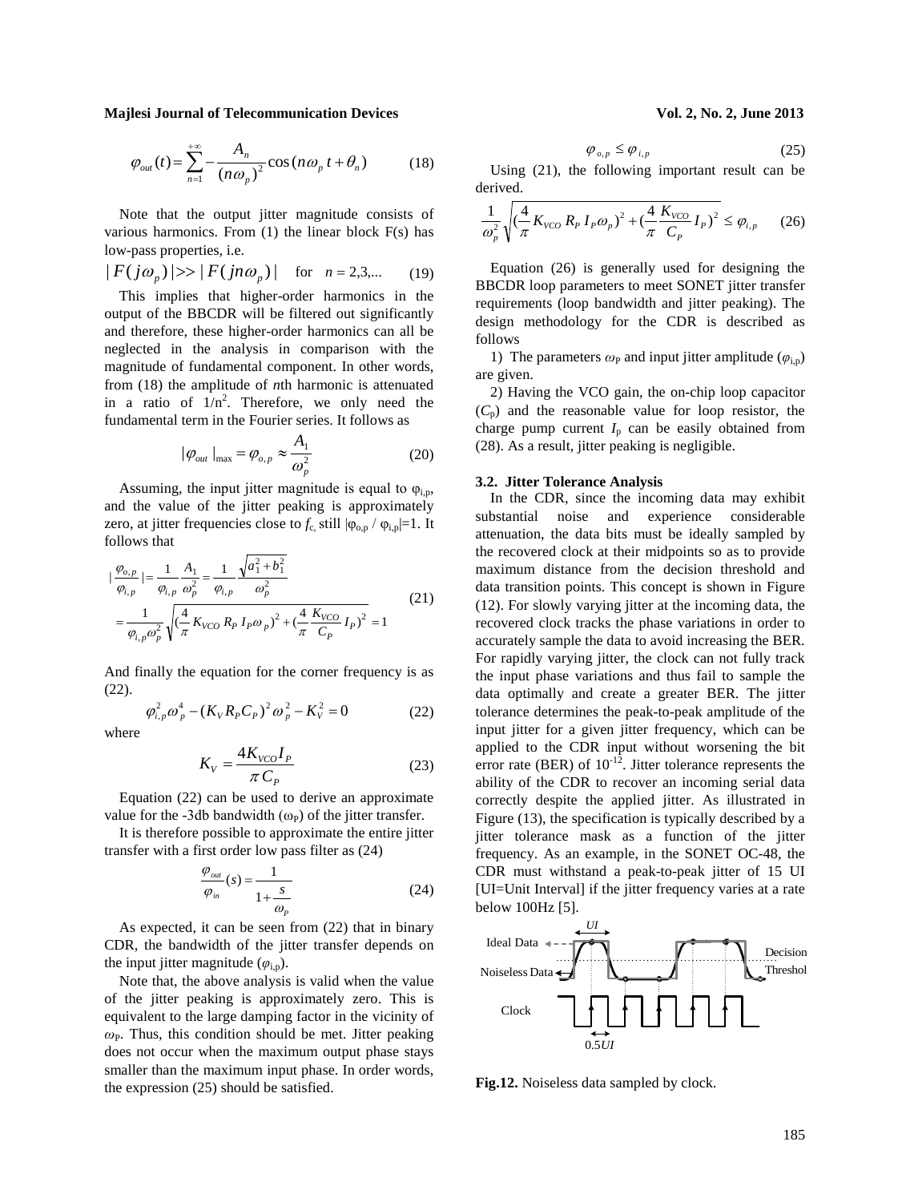$$\varphi_{out}(t) = \sum_{n=1}^{+\infty} -\frac{A_n}{(n\omega_p)^2}\cos(n\omega_p t + \theta_n) \qquad (18)$$

Note that the output jitter magnitude consists of various harmonics. From (1) the linear block F(s) has low-pass properties, i.e.

$$|F(j\omega_p)| >> |F(jn\omega_p)| \quad \text{for} \quad n = 2,3,... \qquad (19)$$

This implies that higher-order harmonics in the output of the BBCDR will be filtered out significantly and therefore, these higher-order harmonics can all be neglected in the analysis in comparison with the magnitude of fundamental component. In other words, from (18) the amplitude of *n*th harmonic is attenuated in a ratio of $1/n^2$. Therefore, we only need the fundamental term in the Fourier series. It follows as

$$|\varphi_{out}|_{\max} = \varphi_{o,p} \approx \frac{A_1}{\omega_p^2} \qquad (20)$$

Assuming, the input jitter magnitude is equal to $\varphi_{i,p}$, and the value of the jitter peaking is approximately zero, at jitter frequencies close to $f_c$, still $|\varphi_{o,p} / \varphi_{i,p}|=1$. It follows that

$$\left|\frac{\varphi_{o,p}}{\varphi_{i,p}}\right| = \frac{1}{\varphi_{i,p}}\frac{A_1}{\omega_p^2} = \frac{1}{\varphi_{i,p}}\frac{\sqrt{a_1^2+b_1^2}}{\omega_p^2} = \frac{1}{\varphi_{i,p}\omega_p^2}\sqrt{(\frac{4}{\pi}K_{VCO}R_P I_P \omega_p)^2 + (\frac{4}{\pi}\frac{K_{VCO}}{C_P}I_P)^2} = 1 \qquad (21)$$

And finally the equation for the corner frequency is as (22).

$$\varphi_{i,p}^2\omega_p^4 - (K_V R_P C_P)^2\omega_p^2 - K_V^2 = 0 \qquad (22)$$

where

$$K_V = \frac{4K_{VCO}I_P}{\pi C_P} \qquad (23)$$

Equation (22) can be used to derive an approximate value for the -3db bandwidth ($\omega_P$) of the jitter transfer.

It is therefore possible to approximate the entire jitter transfer with a first order low pass filter as (24)

$$\frac{\varphi_{out}}{\varphi_{in}}(s) = \frac{1}{1+\dfrac{s}{\omega_P}} \qquad (24)$$

As expected, it can be seen from (22) that in binary CDR, the bandwidth of the jitter transfer depends on the input jitter magnitude ($\varphi_{i,p}$).

Note that, the above analysis is valid when the value of the jitter peaking is approximately zero. This is equivalent to the large damping factor in the vicinity of $\omega_P$. Thus, this condition should be met. Jitter peaking does not occur when the maximum output phase stays smaller than the maximum input phase. In order words, the expression (25) should be satisfied.

$$\varphi_{o,p} \le \varphi_{i,p} \qquad (25)$$

Using (21), the following important result can be derived.

$$\frac{1}{\omega_p^2}\sqrt{(\frac{4}{\pi}K_{VCO}R_P I_P\omega_p)^2 + (\frac{4}{\pi}\frac{K_{VCO}}{C_P}I_P)^2} \le \varphi_{i,p} \qquad (26)$$

Equation (26) is generally used for designing the BBCDR loop parameters to meet SONET jitter transfer requirements (loop bandwidth and jitter peaking). The design methodology for the CDR is described as follows

1) The parameters $\omega_P$ and input jitter amplitude ($\varphi_{i,p}$) are given.

2) Having the VCO gain, the on-chip loop capacitor ($C_p$) and the reasonable value for loop resistor, the charge pump current $I_p$ can be easily obtained from (28). As a result, jitter peaking is negligible.

### 3.2. Jitter Tolerance Analysis

In the CDR, since the incoming data may exhibit substantial noise and experience considerable attenuation, the data bits must be ideally sampled by the recovered clock at their midpoints so as to provide maximum distance from the decision threshold and data transition points. This concept is shown in Figure (12). For slowly varying jitter at the incoming data, the recovered clock tracks the phase variations in order to accurately sample the data to avoid increasing the BER. For rapidly varying jitter, the clock can not fully track the input phase variations and thus fail to sample the data optimally and create a greater BER. The jitter tolerance determines the peak-to-peak amplitude of the input jitter for a given jitter frequency, which can be applied to the CDR input without worsening the bit error rate (BER) of $10^{-12}$. Jitter tolerance represents the ability of the CDR to recover an incoming serial data correctly despite the applied jitter. As illustrated in Figure (13), the specification is typically described by a jitter tolerance mask as a function of the jitter frequency. As an example, in the SONET OC-48, the CDR must withstand a peak-to-peak jitter of 15 UI [UI=Unit Interval] if the jitter frequency varies at a rate below 100Hz [5].

**Fig.12.** Noiseless data sampled by clock.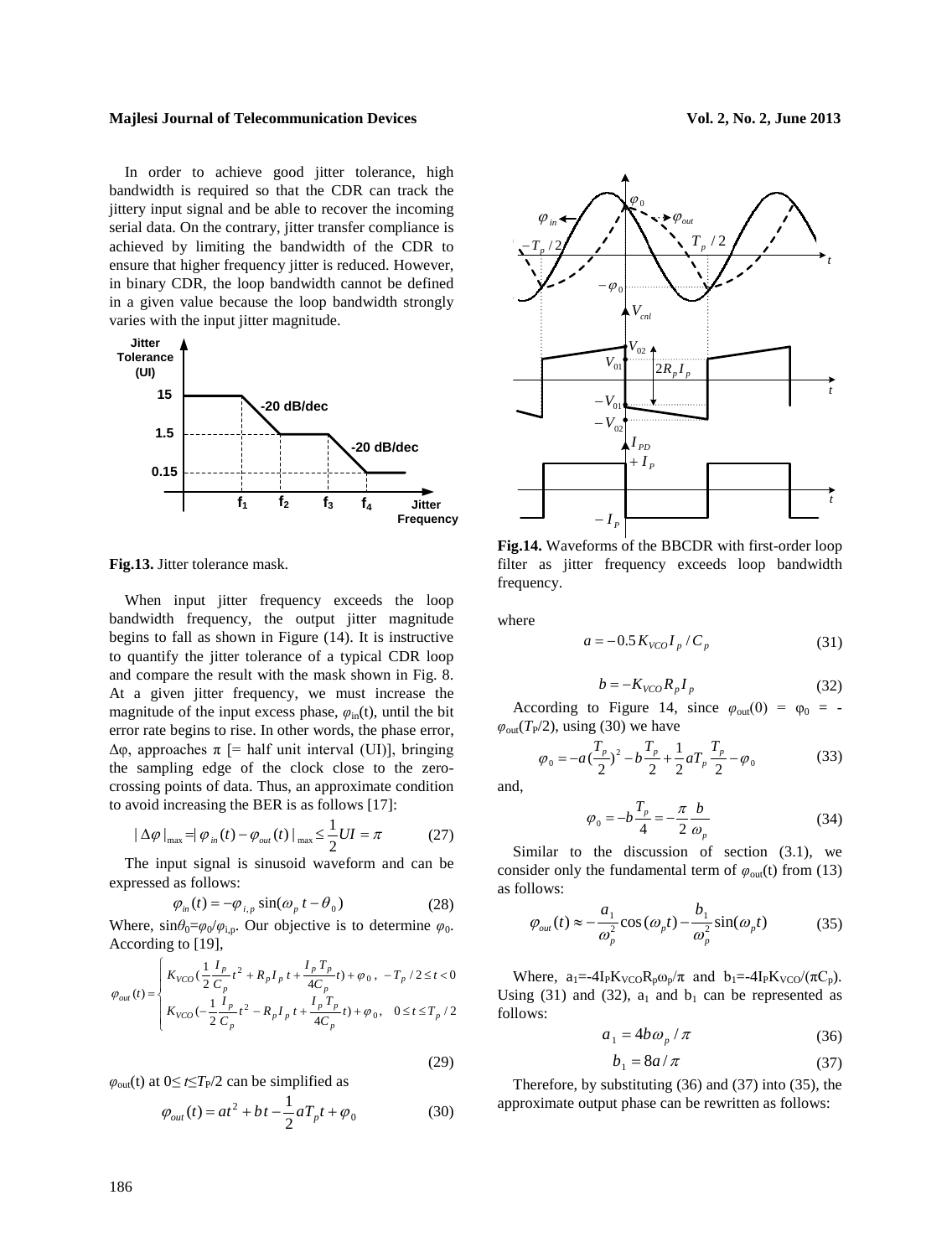In order to achieve good jitter tolerance, high bandwidth is required so that the CDR can track the jittery input signal and be able to recover the incoming serial data. On the contrary, jitter transfer compliance is achieved by limiting the bandwidth of the CDR to ensure that higher frequency jitter is reduced. However, in binary CDR, the loop bandwidth cannot be defined in a given value because the loop bandwidth strongly varies with the input jitter magnitude.

**Fig.13.** Jitter tolerance mask.

When input jitter frequency exceeds the loop bandwidth frequency, the output jitter magnitude begins to fall as shown in Figure (14). It is instructive to quantify the jitter tolerance of a typical CDR loop and compare the result with the mask shown in Fig. 8. At a given jitter frequency, we must increase the magnitude of the input excess phase, $\varphi_{in}(t)$, until the bit error rate begins to rise. In other words, the phase error, $\Delta\varphi$, approaches $\pi$ [= half unit interval (UI)], bringing the sampling edge of the clock close to the zero-crossing points of data. Thus, an approximate condition to avoid increasing the BER is as follows [17]:

$$|\Delta\varphi|_{\max} = |\varphi_{in}(t) - \varphi_{out}(t)|_{\max} \leq \frac{1}{2}UI = \pi \tag{27}$$

The input signal is sinusoid waveform and can be expressed as follows:

$$\varphi_{in}(t) = -\varphi_{i,p}\sin(\omega_p t - \theta_0) \tag{28}$$

Where, $\sin\theta_0 = \varphi_0/\varphi_{i,p}$. Our objective is to determine $\varphi_0$. According to [19],

$$\varphi_{out}(t) = \begin{cases} K_{VCO}(\frac{1}{2}\frac{I_p}{C_p}t^2 + R_p I_p t + \frac{I_p T_p}{4C_p}t) + \varphi_0, & -T_p/2 \leq t < 0 \\ K_{VCO}(-\frac{1}{2}\frac{I_p}{C_p}t^2 - R_p I_p t + \frac{I_p T_p}{4C_p}t) + \varphi_0, & 0 \leq t \leq T_p/2 \end{cases} \tag{29}$$

$\varphi_{out}(t)$ at $0 \leq t \leq T_P/2$ can be simplified as

$$\varphi_{out}(t) = at^2 + bt - \frac{1}{2}aT_p t + \varphi_0 \tag{30}$$

**Fig.14.** Waveforms of the BBCDR with first-order loop filter as jitter frequency exceeds loop bandwidth frequency.

where

$$a = -0.5K_{VCO}I_p/C_p \tag{31}$$

$$b = -K_{VCO}R_p I_p \tag{32}$$

According to Figure 14, since $\varphi_{out}(0) = \varphi_0 = -\varphi_{out}(T_P/2)$, using (30) we have

$$\varphi_0 = -a(\frac{T_p}{2})^2 - b\frac{T_p}{2} + \frac{1}{2}aT_p\frac{T_p}{2} - \varphi_0 \tag{33}$$

and,

$$\varphi_0 = -b\frac{T_p}{4} = -\frac{\pi}{2}\frac{b}{\omega_p} \tag{34}$$

Similar to the discussion of section (3.1), we consider only the fundamental term of $\varphi_{out}(t)$ from (13) as follows:

$$\varphi_{out}(t) \approx -\frac{a_1}{\omega_p^2}\cos(\omega_p t) - \frac{b_1}{\omega_p^2}\sin(\omega_p t) \tag{35}$$

Where, $a_1 = -4I_P K_{VCO} R_p \omega_p/\pi$ and $b_1 = -4I_P K_{VCO}/(\pi C_p)$. Using (31) and (32), $a_1$ and $b_1$ can be represented as follows:

$$a_1 = 4b\omega_p/\pi \tag{36}$$

$$b_1 = 8a/\pi \tag{37}$$

Therefore, by substituting (36) and (37) into (35), the approximate output phase can be rewritten as follows: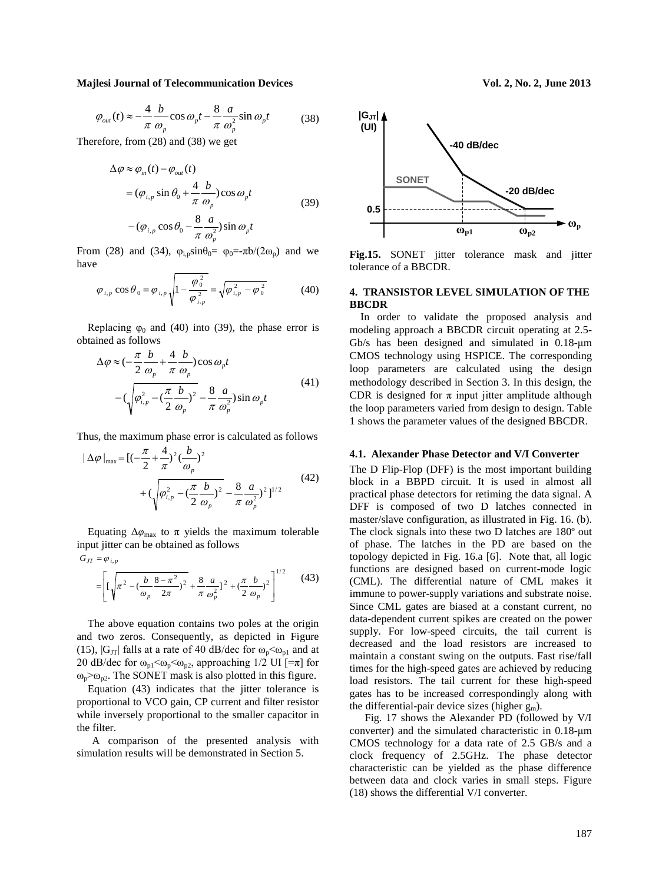$$\varphi_{out}(t) \approx -\frac{4}{\pi}\frac{b}{\omega_p}\cos\omega_p t - \frac{8}{\pi}\frac{a}{\omega_p^2}\sin\omega_p t \tag{38}$$

Therefore, from (28) and (38) we get

$$\begin{aligned}\Delta\varphi &\approx \varphi_{in}(t) - \varphi_{out}(t) \\ &= (\varphi_{i,p}\sin\theta_0 + \frac{4}{\pi}\frac{b}{\omega_p})\cos\omega_p t \\ &\quad - (\varphi_{i,p}\cos\theta_0 - \frac{8}{\pi}\frac{a}{\omega_p^2})\sin\omega_p t\end{aligned} \tag{39}$$

From (28) and (34), $\varphi_{i,p}\sin\theta_0 = \varphi_0 = -\pi b/(2\omega_p)$ and we have

$$\varphi_{i,p}\cos\theta_0 = \varphi_{i,p}\sqrt{1-\frac{\varphi_0^2}{\varphi_{i,p}^2}} = \sqrt{\varphi_{i,p}^2 - \varphi_0^2} \tag{40}$$

Replacing $\varphi_0$ and (40) into (39), the phase error is obtained as follows

$$\begin{aligned}\Delta\varphi &\approx (-\frac{\pi}{2}\frac{b}{\omega_p} + \frac{4}{\pi}\frac{b}{\omega_p})\cos\omega_p t \\ &\quad - (\sqrt{\varphi_{i,p}^2 - (\frac{\pi}{2}\frac{b}{\omega_p})^2} - \frac{8}{\pi}\frac{a}{\omega_p^2})\sin\omega_p t\end{aligned} \tag{41}$$

Thus, the maximum phase error is calculated as follows

$$\begin{aligned}|\Delta\varphi|_{\max} &= [(-\frac{\pi}{2}+\frac{4}{\pi})^2(\frac{b}{\omega_p})^2 \\ &\quad + (\sqrt{\varphi_{i,p}^2 - (\frac{\pi}{2}\frac{b}{\omega_p})^2} - \frac{8}{\pi}\frac{a}{\omega_p^2})^2]^{1/2}\end{aligned} \tag{42}$$

Equating $\Delta\varphi_{\max}$ to $\pi$ yields the maximum tolerable input jitter can be obtained as follows

$$\begin{aligned}G_{JT} &= \varphi_{i,p} \\ &= \left[ [\sqrt{\pi^2 - (\frac{b}{\omega_p}\frac{8-\pi^2}{2\pi})^2} + \frac{8}{\pi}\frac{a}{\omega_p^2}]^2 + (\frac{\pi}{2}\frac{b}{\omega_p})^2 \right]^{1/2}\end{aligned} \tag{43}$$

The above equation contains two poles at the origin and two zeros. Consequently, as depicted in Figure (15), $|G_{JT}|$ falls at a rate of 40 dB/dec for $\omega_p<\omega_{p1}$ and at 20 dB/dec for $\omega_{p1}<\omega_p<\omega_{p2}$, approaching 1/2 UI [$=\pi$] for $\omega_p>\omega_{p2}$. The SONET mask is also plotted in this figure.

Equation (43) indicates that the jitter tolerance is proportional to VCO gain, CP current and filter resistor while inversely proportional to the smaller capacitor in the filter.

A comparison of the presented analysis with simulation results will be demonstrated in Section 5.

**Fig.15.** SONET jitter tolerance mask and jitter tolerance of a BBCDR.

## 4. TRANSISTOR LEVEL SIMULATION OF THE BBCDR

In order to validate the proposed analysis and modeling approach a BBCDR circuit operating at 2.5-Gb/s has been designed and simulated in 0.18-μm CMOS technology using HSPICE. The corresponding loop parameters are calculated using the design methodology described in Section 3. In this design, the CDR is designed for $\pi$ input jitter amplitude although the loop parameters varied from design to design. Table 1 shows the parameter values of the designed BBCDR.

### 4.1. Alexander Phase Detector and V/I Converter

The D Flip-Flop (DFF) is the most important building block in a BBPD circuit. It is used in almost all practical phase detectors for retiming the data signal. A DFF is composed of two D latches connected in master/slave configuration, as illustrated in Fig. 16. (b). The clock signals into these two D latches are 180º out of phase. The latches in the PD are based on the topology depicted in Fig. 16.a [6]. Note that, all logic functions are designed based on current-mode logic (CML). The differential nature of CML makes it immune to power-supply variations and substrate noise. Since CML gates are biased at a constant current, no data-dependent current spikes are created on the power supply. For low-speed circuits, the tail current is decreased and the load resistors are increased to maintain a constant swing on the outputs. Fast rise/fall times for the high-speed gates are achieved by reducing load resistors. The tail current for these high-speed gates has to be increased correspondingly along with the differential-pair device sizes (higher $g_m$).

Fig. 17 shows the Alexander PD (followed by V/I converter) and the simulated characteristic in 0.18-μm CMOS technology for a data rate of 2.5 GB/s and a clock frequency of 2.5GHz. The phase detector characteristic can be yielded as the phase difference between data and clock varies in small steps. Figure (18) shows the differential V/I converter.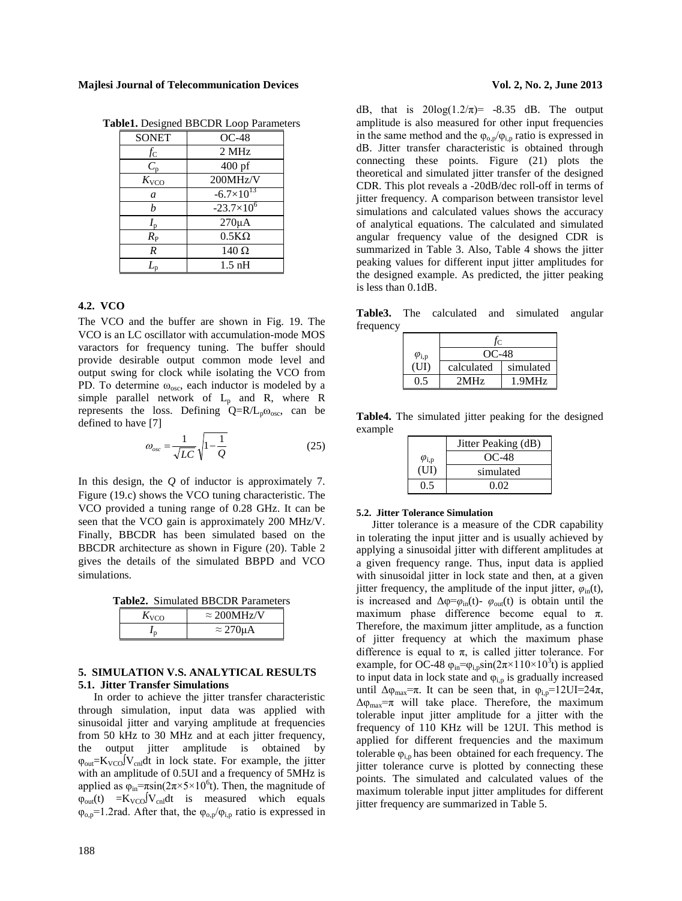**Table1.** Designed BBCDR Loop Parameters

| SONET | OC-48 |
|---|---|
| $f_C$ | 2 MHz |
| $C_p$ | 400 pf |
| $K_{VCO}$ | 200MHz/V |
| $a$ | $-6.7\times10^{13}$ |
| $b$ | $-23.7\times10^{6}$ |
| $I_p$ | 270μA |
| $R_P$ | 0.5KΩ |
| $R$ | 140 Ω |
| $L_p$ | 1.5 nH |

### 4.2. VCO

The VCO and the buffer are shown in Fig. 19. The VCO is an LC oscillator with accumulation-mode MOS varactors for frequency tuning. The buffer should provide desirable output common mode level and output swing for clock while isolating the VCO from PD. To determine $\omega_{osc}$, each inductor is modeled by a simple parallel network of $L_p$ and R, where R represents the loss. Defining $Q=R/L_p\omega_{osc}$, can be defined to have [7]

$$\omega_{osc} = \frac{1}{\sqrt{LC}}\sqrt{1-\frac{1}{Q}} \tag{25}$$

In this design, the $Q$ of inductor is approximately 7. Figure (19.c) shows the VCO tuning characteristic. The VCO provided a tuning range of 0.28 GHz. It can be seen that the VCO gain is approximately 200 MHz/V. Finally, BBCDR has been simulated based on the BBCDR architecture as shown in Figure (20). Table 2 gives the details of the simulated BBPD and VCO simulations.

**Table2.** Simulated BBCDR Parameters

| $K_{VCO}$ | ≈ 200MHz/V |
|---|---|
| $I_p$ | ≈ 270μA |

## 5. SIMULATION V.S. ANALYTICAL RESULTS

### 5.1. Jitter Transfer Simulations

In order to achieve the jitter transfer characteristic through simulation, input data was applied with sinusoidal jitter and varying amplitude at frequencies from 50 kHz to 30 MHz and at each jitter frequency, the output jitter amplitude is obtained by $\varphi_{out}=K_{VCO}\int V_{cnl}dt$ in lock state. For example, the jitter with an amplitude of 0.5UI and a frequency of 5MHz is applied as $\varphi_{in}=\pi\sin(2\pi\times5\times10^{6}t)$. Then, the magnitude of $\varphi_{out}(t)=K_{VCO}\int V_{cnl}dt$ is measured which equals $\varphi_{o,p}=1.2$rad. After that, the $\varphi_{o,p}/\varphi_{i,p}$ ratio is expressed in dB, that is $20\log(1.2/\pi)= -8.35$ dB. The output amplitude is also measured for other input frequencies in the same method and the $\varphi_{o,p}/\varphi_{i,p}$ ratio is expressed in dB. Jitter transfer characteristic is obtained through connecting these points. Figure (21) plots the theoretical and simulated jitter transfer of the designed CDR. This plot reveals a -20dB/dec roll-off in terms of jitter frequency. A comparison between transistor level simulations and calculated values shows the accuracy of analytical equations. The calculated and simulated angular frequency value of the designed CDR is summarized in Table 3. Also, Table 4 shows the jitter peaking values for different input jitter amplitudes for the designed example. As predicted, the jitter peaking is less than 0.1dB.

**Table3.** The calculated and simulated angular frequency

| $\varphi_{i,p}$ (UI) | $f_C$ | |
|---|---|---|
| | OC-48 | |
| | calculated | simulated |
| 0.5 | 2MHz | 1.9MHz |

**Table4.** The simulated jitter peaking for the designed example

| $\varphi_{i,p}$ (UI) | Jitter Peaking (dB) |
|---|---|
| | OC-48 |
| | simulated |
| 0.5 | 0.02 |

### 5.2. Jitter Tolerance Simulation

Jitter tolerance is a measure of the CDR capability in tolerating the input jitter and is usually achieved by applying a sinusoidal jitter with different amplitudes at a given frequency range. Thus, input data is applied with sinusoidal jitter in lock state and then, at a given jitter frequency, the amplitude of the input jitter, $\varphi_{in}(t)$, is increased and $\Delta\varphi=\varphi_{in}(t)-\varphi_{out}(t)$ is obtain until the maximum phase difference become equal to π. Therefore, the maximum jitter amplitude, as a function of jitter frequency at which the maximum phase difference is equal to π, is called jitter tolerance. For example, for OC-48 $\varphi_{in}=\varphi_{i,p}\sin(2\pi\times110\times10^{3}t)$ is applied to input data in lock state and $\varphi_{i,p}$ is gradually increased until $\Delta\varphi_{max}=\pi$. It can be seen that, in $\varphi_{i,p}=12\text{UI}=24\pi$, $\Delta\varphi_{max}=\pi$ will take place. Therefore, the maximum tolerable input jitter amplitude for a jitter with the frequency of 110 KHz will be 12UI. This method is applied for different frequencies and the maximum tolerable $\varphi_{i,p}$ has been obtained for each frequency. The jitter tolerance curve is plotted by connecting these points. The simulated and calculated values of the maximum tolerable input jitter amplitudes for different jitter frequency are summarized in Table 5.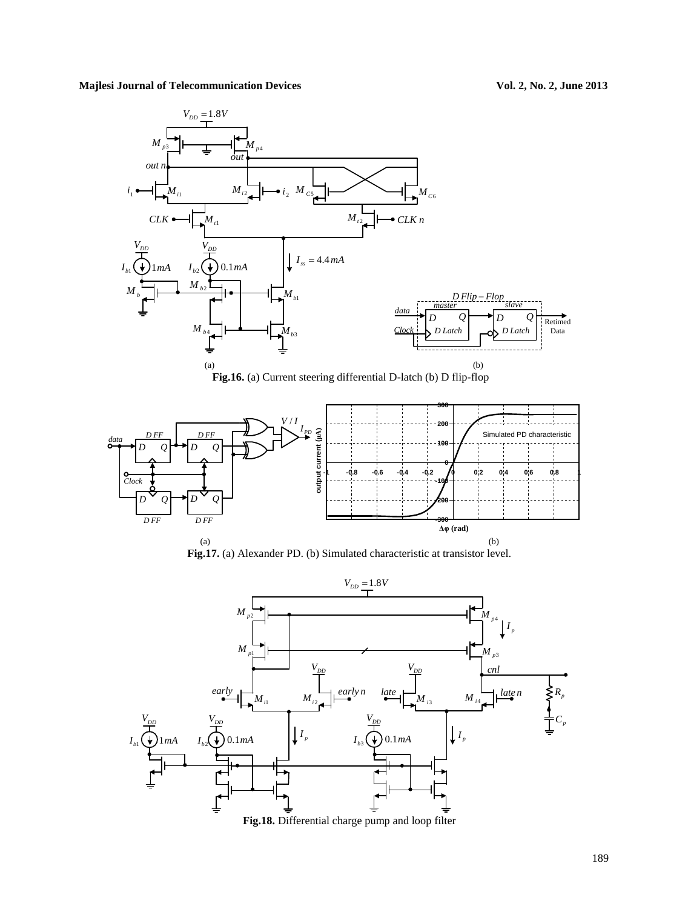**Fig.16.** (a) Current steering differential D-latch (b) D flip-flop

**Fig.17.** (a) Alexander PD. (b) Simulated characteristic at transistor level.

**Fig.18.** Differential charge pump and loop filter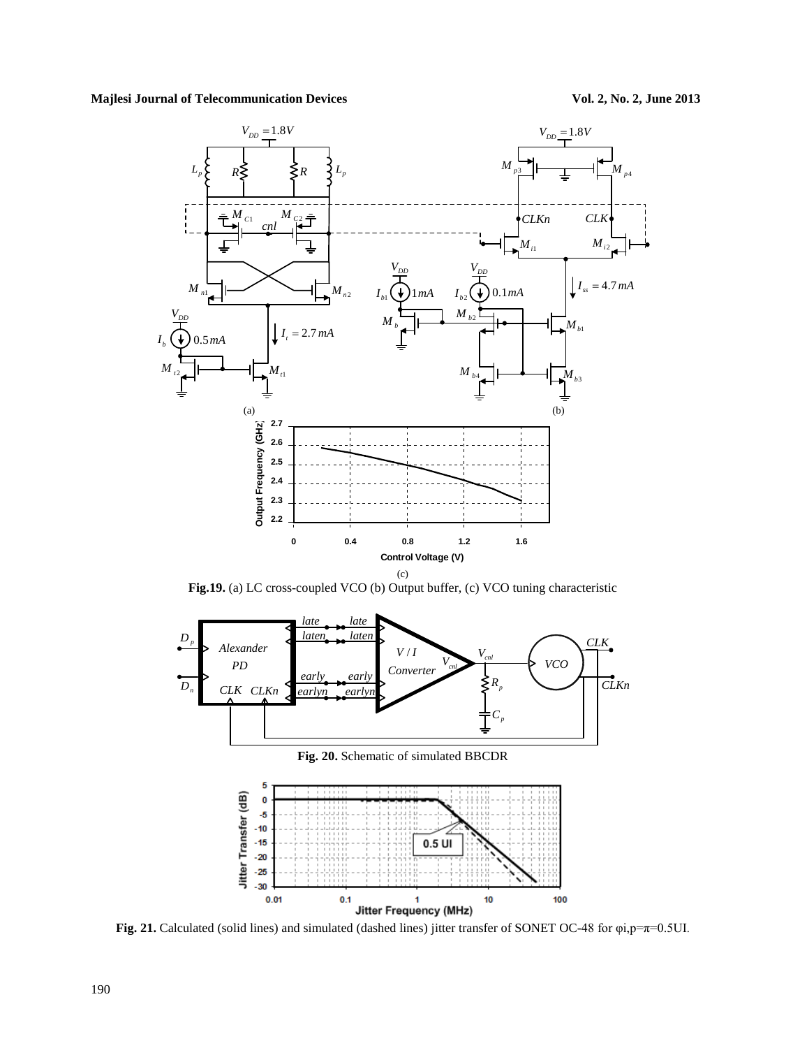**Fig.19.** (a) LC cross-coupled VCO (b) Output buffer, (c) VCO tuning characteristic

**Fig. 20.** Schematic of simulated BBCDR

**Fig. 21.** Calculated (solid lines) and simulated (dashed lines) jitter transfer of SONET OC-48 for φi,p=π=0.5UI.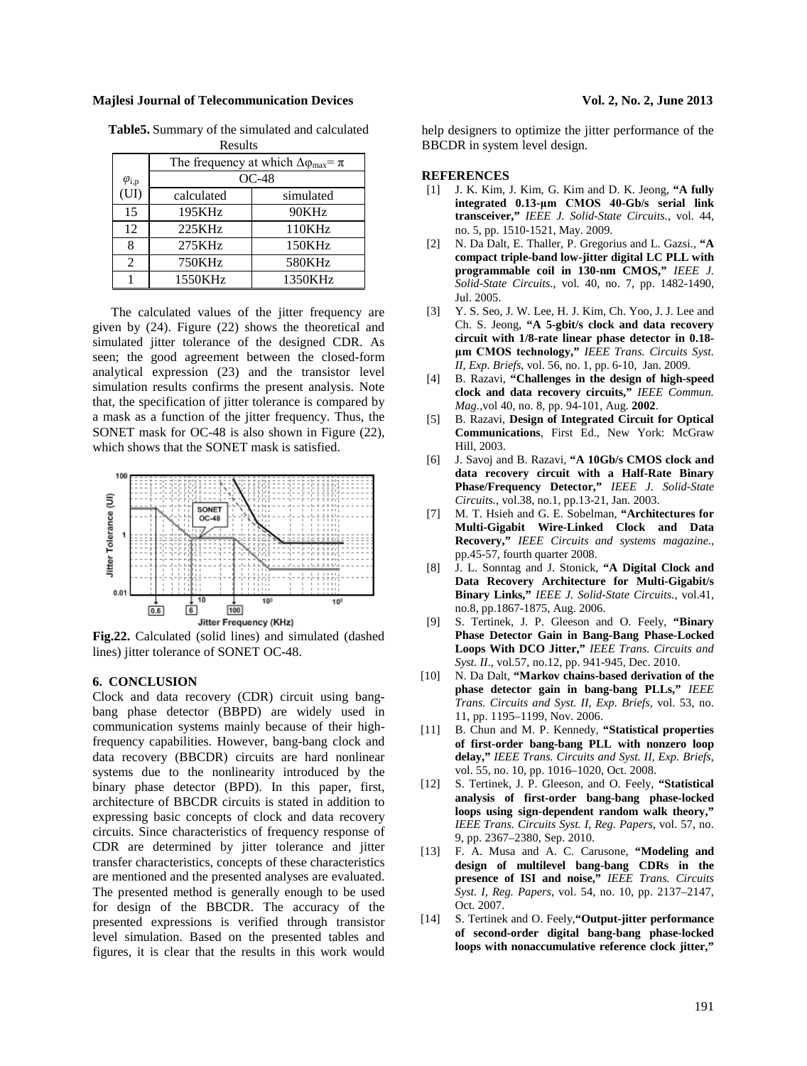**Table5.** Summary of the simulated and calculated Results

| $\varphi_{i,p}$ (UI) | The frequency at which $\Delta\varphi_{max}=\pi$ | |
|---|---|---|
| | OC-48 | |
| | calculated | simulated |
| 15 | 195KHz | 90KHz |
| 12 | 225KHz | 110KHz |
| 8 | 275KHz | 150KHz |
| 2 | 750KHz | 580KHz |
| 1 | 1550KHz | 1350KHz |

The calculated values of the jitter frequency are given by (24). Figure (22) shows the theoretical and simulated jitter tolerance of the designed CDR. As seen; the good agreement between the closed-form analytical expression (23) and the transistor level simulation results confirms the present analysis. Note that, the specification of jitter tolerance is compared by a mask as a function of the jitter frequency. Thus, the SONET mask for OC-48 is also shown in Figure (22), which shows that the SONET mask is satisfied.

**Fig.22.** Calculated (solid lines) and simulated (dashed lines) jitter tolerance of SONET OC-48.

## 6. CONCLUSION

Clock and data recovery (CDR) circuit using bang-bang phase detector (BBPD) are widely used in communication systems mainly because of their high-frequency capabilities. However, bang-bang clock and data recovery (BBCDR) circuits are hard nonlinear systems due to the nonlinearity introduced by the binary phase detector (BPD). In this paper, first, architecture of BBCDR circuits is stated in addition to expressing basic concepts of clock and data recovery circuits. Since characteristics of frequency response of CDR are determined by jitter tolerance and jitter transfer characteristics, concepts of these characteristics are mentioned and the presented analyses are evaluated. The presented method is generally enough to be used for design of the BBCDR. The accuracy of the presented expressions is verified through transistor level simulation. Based on the presented tables and figures, it is clear that the results in this work would help designers to optimize the jitter performance of the BBCDR in system level design.

## REFERENCES

[1] J. K. Kim, J. Kim, G. Kim and D. K. Jeong, **"A fully integrated 0.13-µm CMOS 40-Gb/s serial link transceiver,"** *IEEE J. Solid-State Circuits.*, vol. 44, no. 5, pp. 1510-1521, May. 2009.

[2] N. Da Dalt, E. Thaller, P. Gregorius and L. Gazsi., **"A compact triple-band low-jitter digital LC PLL with programmable coil in 130-nm CMOS,"** *IEEE J. Solid-State Circuits.*, vol. 40, no. 7, pp. 1482-1490, Jul. 2005.

[3] Y. S. Seo, J. W. Lee, H. J. Kim, Ch. Yoo, J. J. Lee and Ch. S. Jeong, **"A 5-gbit/s clock and data recovery circuit with 1/8-rate linear phase detector in 0.18-µm CMOS technology,"** *IEEE Trans. Circuits Syst. II, Exp. Briefs*, vol. 56, no. 1, pp. 6-10, Jan. 2009.

[4] B. Razavi, **"Challenges in the design of high-speed clock and data recovery circuits,"** *IEEE Commun. Mag.*,vol 40, no. 8, pp. 94-101, Aug. **2002**.

[5] B. Razavi, **Design of Integrated Circuit for Optical Communications**, First Ed., New York: McGraw Hill, 2003.

[6] J. Savoj and B. Razavi, **"A 10Gb/s CMOS clock and data recovery circuit with a Half-Rate Binary Phase/Frequency Detector,"** *IEEE J. Solid-State Circuits.*, vol.38, no.1, pp.13-21, Jan. 2003.

[7] M. T. Hsieh and G. E. Sobelman, **"Architectures for Multi-Gigabit Wire-Linked Clock and Data Recovery,"** *IEEE Circuits and systems magazine.*, pp.45-57, fourth quarter 2008.

[8] J. L. Sonntag and J. Stonick, **"A Digital Clock and Data Recovery Architecture for Multi-Gigabit/s Binary Links,"** *IEEE J. Solid-State Circuits.*, vol.41, no.8, pp.1867-1875, Aug. 2006.

[9] S. Tertinek, J. P. Gleeson and O. Feely, **"Binary Phase Detector Gain in Bang-Bang Phase-Locked Loops With DCO Jitter,"** *IEEE Trans. Circuits and Syst. II*., vol.57, no.12, pp. 941-945, Dec. 2010.

[10] N. Da Dalt, **"Markov chains-based derivation of the phase detector gain in bang-bang PLLs,"** *IEEE Trans. Circuits and Syst. II, Exp. Briefs*, vol. 53, no. 11, pp. 1195–1199, Nov. 2006.

[11] B. Chun and M. P. Kennedy, **"Statistical properties of first-order bang-bang PLL with nonzero loop delay,"** *IEEE Trans. Circuits and Syst. II, Exp. Briefs*, vol. 55, no. 10, pp. 1016–1020, Oct. 2008.

[12] S. Tertinek, J. P. Gleeson, and O. Feely, **"Statistical analysis of first-order bang-bang phase-locked loops using sign-dependent random walk theory,"** *IEEE Trans. Circuits Syst. I, Reg. Papers*, vol. 57, no. 9, pp. 2367–2380, Sep. 2010.

[13] F. A. Musa and A. C. Carusone, **"Modeling and design of multilevel bang-bang CDRs in the presence of ISI and noise,"** *IEEE Trans. Circuits Syst. I, Reg. Papers*, vol. 54, no. 10, pp. 2137–2147, Oct. 2007.

[14] S. Tertinek and O. Feely,**"Output-jitter performance of second-order digital bang-bang phase-locked loops with nonaccumulative reference clock jitter,"**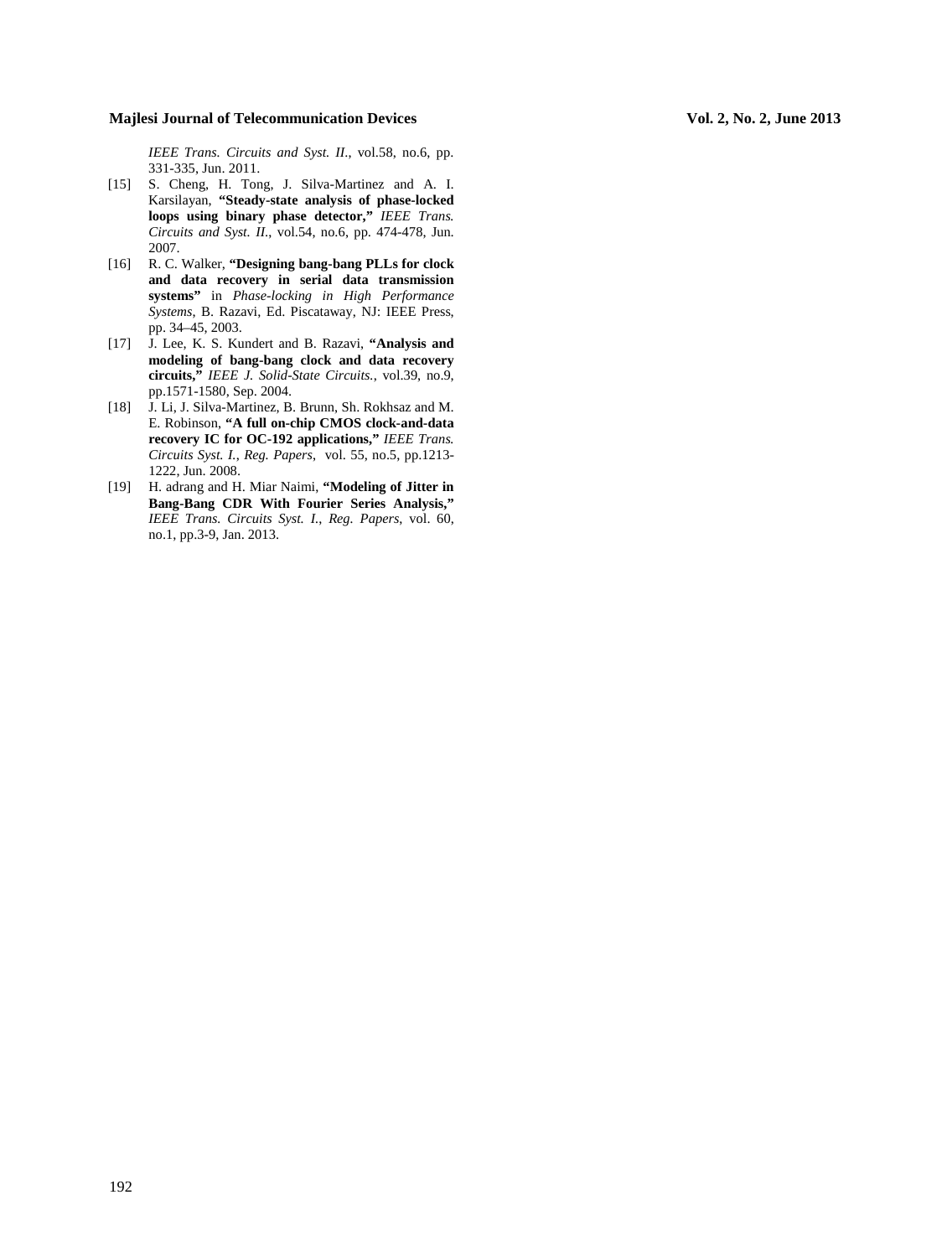*IEEE Trans. Circuits and Syst. II.*, vol.58, no.6, pp. 331-335, Jun. 2011.

[15] S. Cheng, H. Tong, J. Silva-Martinez and A. I. Karsilayan, **"Steady-state analysis of phase-locked loops using binary phase detector,"** *IEEE Trans. Circuits and Syst. II.*, vol.54, no.6, pp. 474-478, Jun. 2007.

[16] R. C. Walker, **"Designing bang-bang PLLs for clock and data recovery in serial data transmission systems"** in *Phase-locking in High Performance Systems*, B. Razavi, Ed. Piscataway, NJ: IEEE Press, pp. 34–45, 2003.

[17] J. Lee, K. S. Kundert and B. Razavi, **"Analysis and modeling of bang-bang clock and data recovery circuits,"** *IEEE J. Solid-State Circuits.*, vol.39, no.9, pp.1571-1580, Sep. 2004.

[18] J. Li, J. Silva-Martinez, B. Brunn, Sh. Rokhsaz and M. E. Robinson, **"A full on-chip CMOS clock-and-data recovery IC for OC-192 applications,"** *IEEE Trans. Circuits Syst. I., Reg. Papers*, vol. 55, no.5, pp.1213-1222, Jun. 2008.

[19] H. adrang and H. Miar Naimi, **"Modeling of Jitter in Bang-Bang CDR With Fourier Series Analysis,"** *IEEE Trans. Circuits Syst. I., Reg. Papers*, vol. 60, no.1, pp.3-9, Jan. 2013.